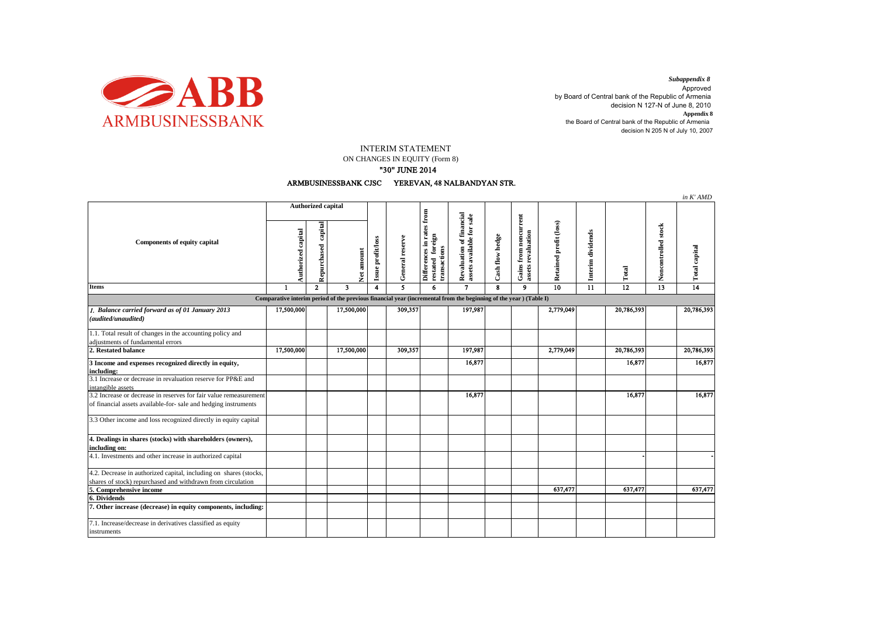ARMBUSINESSBANK

*Subappendix 8*
Approved
by Board of Central bank of the Republic of Armenia
decision N 127-N of June 8, 2010
**Appendix 8**
the Board of Central bank of the Republic of Armenia
decision N 205 N of July 10, 2007

# INTERIM STATEMENT
## ON CHANGES IN EQUITY (Form 8)
## "30" JUNE 2014
### ARMBUSINESSBANK CJSC YEREVAN, 48 NALBANDYAN STR.

*in K' AMD*

| Components of equity capital | Authorized capital | | | Issue profit/loss | General reserve | Differences in rates from restated foreign transactions | Revaluation of financial assets available for sale | Cash flow hedge | Gains from noncurrent assets revaluation | Retained profit (loss) | Interim dividends | Total | Noncontrolled stock | Total capital |
|---|---|---|---|---|---|---|---|---|---|---|---|---|---|---|
| | Authorized capital | Repurchased capital | Net amount | | | | | | | | | | | |
| **Items** | 1 | 2 | 3 | 4 | 5 | 6 | 7 | 8 | 9 | 10 | 11 | 12 | 13 | 14 |
| **Comparative interim period of the previous financial year (incremental from the beginning of the year ) (Table I)** | | | | | | | | | | | | | | |
| ***1. Balance carried forward as of 01 January 2013 (audited/unaudited)*** | 17,500,000 | | 17,500,000 | | 309,357 | | 197,987 | | | 2,779,049 | | 20,786,393 | | 20,786,393 |
| 1.1. Total result of changes in the accounting policy and adjustments of fundamental errors | | | | | | | | | | | | | | |
| **2. Restated balance** | 17,500,000 | | 17,500,000 | | 309,357 | | 197,987 | | | 2,779,049 | | 20,786,393 | | 20,786,393 |
| **3 Income and expenses recognized directly in equity, including:** | | | | | | | 16,877 | | | | | 16,877 | | 16,877 |
| 3.1 Increase or decrease in revaluation reserve for PP&E and intangible assets | | | | | | | | | | | | | | |
| 3.2 Increase or decrease in reserves for fair value remeasurement of financial assets available-for- sale and hedging instruments | | | | | | | 16,877 | | | | | 16,877 | | 16,877 |
| 3.3 Other income and loss recognized directly in equity capital | | | | | | | | | | | | | | |
| **4. Dealings in shares (stocks) with shareholders (owners), including on:** | | | | | | | | | | | | | | |
| 4.1. Investments and other increase in authorized capital | | | | | | | | | | | | - | | - |
| 4.2. Decrease in authorized capital, including on shares (stocks, shares of stock) repurchased and withdrawn from circulation | | | | | | | | | | | | | | |
| **5. Comprehensive income** | | | | | | | | | | 637,477 | | 637,477 | | 637,477 |
| **6. Dividends** | | | | | | | | | | | | | | |
| **7. Other increase (decrease) in equity components, including:** | | | | | | | | | | | | | | |
| 7.1. Increase/decrease in derivatives classified as equity instruments | | | | | | | | | | | | | | |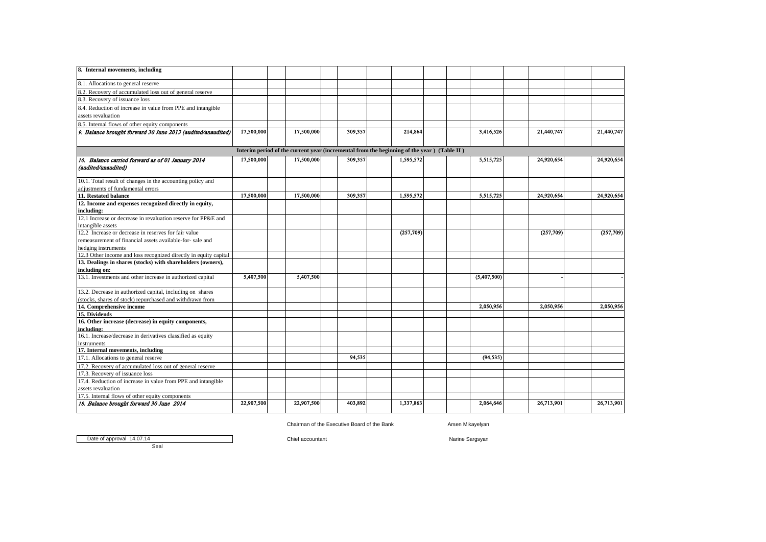| | | | | | | | | | | | | | | |
|---|---|---|---|---|---|---|---|---|---|---|---|---|---|---|
| **8. Internal movements, including** | | | | | | | | | | | | | | |
| 8.1. Allocations to general reserve | | | | | | | | | | | | | | |
| 8.2. Recovery of accumulated loss out of general reserve | | | | | | | | | | | | | | |
| 8.3. Recovery of issuance loss | | | | | | | | | | | | | | |
| 8.4. Reduction of increase in value from PPE and intangible assets revaluation | | | | | | | | | | | | | | |
| 8.5. Internal flows of other equity components | | | | | | | | | | | | | | |
| ***9. Balance brought forward 30 June 2013 (audited/anaudited)*** | 17,500,000 | | 17,500,000 | | 309,357 | | 214,864 | | | 3,416,526 | | 21,440,747 | | 21,440,747 |
| | **Interim period of the current year (incremental from the beginning of the year ) (Table II )** | | | | | | | | | | | | | |
| ***10. Balance carried forward as of 01 January 2014 (audited/unaudited)*** | 17,500,000 | | 17,500,000 | | 309,357 | | 1,595,572 | | | 5,515,725 | | 24,920,654 | | 24,920,654 |
| 10.1. Total result of changes in the accounting policy and adjustments of fundamental errors | | | | | | | | | | | | | | |
| **11. Restated balance** | 17,500,000 | | 17,500,000 | | 309,357 | | 1,595,572 | | | 5,515,725 | | 24,920,654 | | 24,920,654 |
| **12. Income and expenses recognized directly in equity, including:** | | | | | | | | | | | | | | |
| 12.1 Increase or decrease in revaluation reserve for PP&E and intangible assets | | | | | | | | | | | | | | |
| 12.2 Increase or decrease in reserves for fair value remeasurement of financial assets available-for- sale and hedging instruments | | | | | | | (257,709) | | | | | (257,709) | | (257,709) |
| 12.3 Other income and loss recognized directly in equity capital | | | | | | | | | | | | | | |
| **13. Dealings in shares (stocks) with shareholders (owners), including on:** | | | | | | | | | | | | | | |
| 13.1. Investments and other increase in authorized capital | 5,407,500 | | 5,407,500 | | | | | | | (5,407,500) | | - | | - |
| 13.2. Decrease in authorized capital, including on shares (stocks, shares of stock) repurchased and withdrawn from | | | | | | | | | | | | | | |
| **14. Comprehensive income** | | | | | | | | | | 2,050,956 | | 2,050,956 | | 2,050,956 |
| **15. Dividends** | | | | | | | | | | | | | | |
| **16. Other increase (decrease) in equity components, including:** | | | | | | | | | | | | | | |
| 16.1. Increase/decrease in derivatives classified as equity instruments | | | | | | | | | | | | | | |
| **17. Internal movements, including** | | | | | | | | | | | | | | |
| 17.1. Allocations to general reserve | | | | | 94,535 | | | | | (94,535) | | | | |
| 17.2. Recovery of accumulated loss out of general reserve | | | | | | | | | | | | | | |
| 17.3. Recovery of issuance loss | | | | | | | | | | | | | | |
| 17.4. Reduction of increase in value from PPE and intangible assets revaluation | | | | | | | | | | | | | | |
| 17.5. Internal flows of other equity components | | | | | | | | | | | | | | |
| ***18. Balance brought forward 30 June 2014*** | 22,907,500 | | 22,907,500 | | 403,892 | | 1,337,863 | | | 2,064,646 | | 26,713,901 | | 26,713,901 |

Chairman of the Executive Board of the Bank Arsen Mikayelyan

Date of approval 14.07.14

Chief accountant Narine Sargsyan

Seal